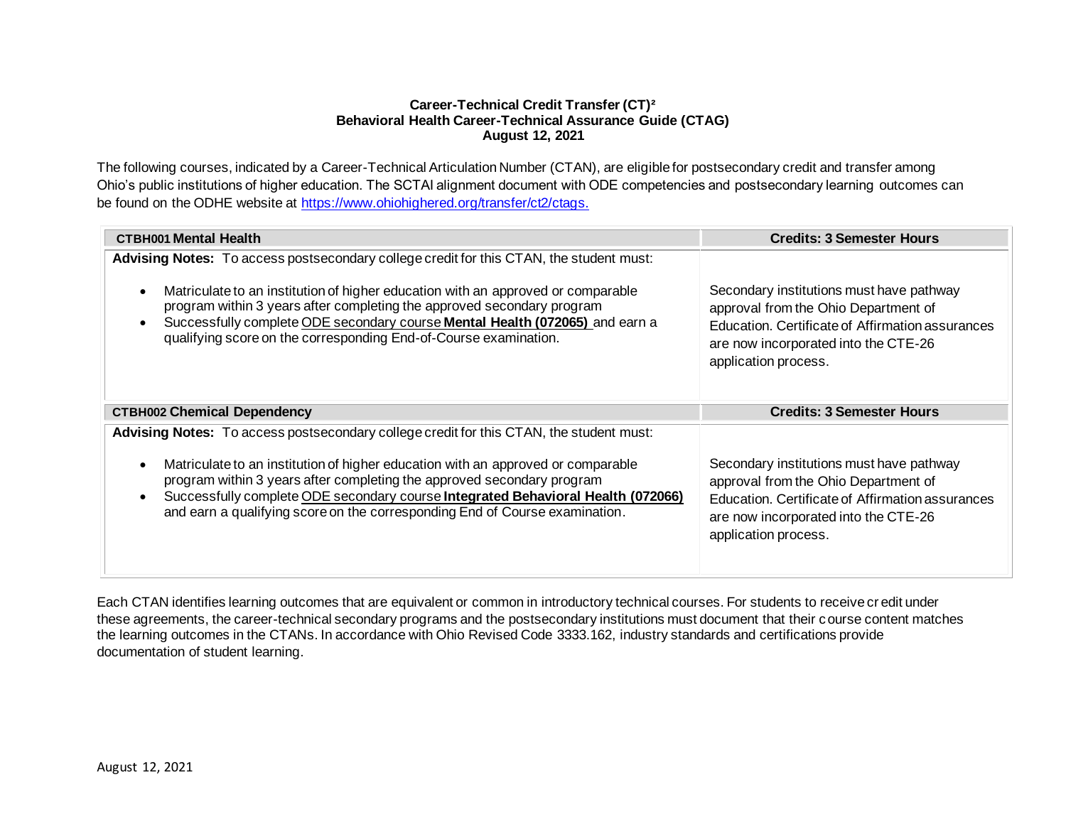**Career-Technical Credit Transfer (CT)²**
**Behavioral Health Career-Technical Assurance Guide (CTAG)**
**August 12, 2021**

The following courses, indicated by a Career-Technical Articulation Number (CTAN), are eligible for postsecondary credit and transfer among Ohio's public institutions of higher education. The SCTAI alignment document with ODE competencies and postsecondary learning outcomes can be found on the ODHE website at https://www.ohiohighered.org/transfer/ct2/ctags.

| **CTBH001 Mental Health** | **Credits: 3 Semester Hours** |
|---|---|
| **Advising Notes:** To access postsecondary college credit for this CTAN, the student must:<br><br>• Matriculate to an institution of higher education with an approved or comparable program within 3 years after completing the approved secondary program<br>• Successfully complete ODE secondary course **Mental Health (072065)** and earn a qualifying score on the corresponding End-of-Course examination. | Secondary institutions must have pathway approval from the Ohio Department of Education. Certificate of Affirmation assurances are now incorporated into the CTE-26 application process. |
| **CTBH002 Chemical Dependency** | **Credits: 3 Semester Hours** |
| **Advising Notes:** To access postsecondary college credit for this CTAN, the student must:<br><br>• Matriculate to an institution of higher education with an approved or comparable program within 3 years after completing the approved secondary program<br>• Successfully complete ODE secondary course **Integrated Behavioral Health (072066)** and earn a qualifying score on the corresponding End of Course examination. | Secondary institutions must have pathway approval from the Ohio Department of Education. Certificate of Affirmation assurances are now incorporated into the CTE-26 application process. |

Each CTAN identifies learning outcomes that are equivalent or common in introductory technical courses. For students to receive credit under these agreements, the career-technical secondary programs and the postsecondary institutions must document that their course content matches the learning outcomes in the CTANs. In accordance with Ohio Revised Code 3333.162, industry standards and certifications provide documentation of student learning.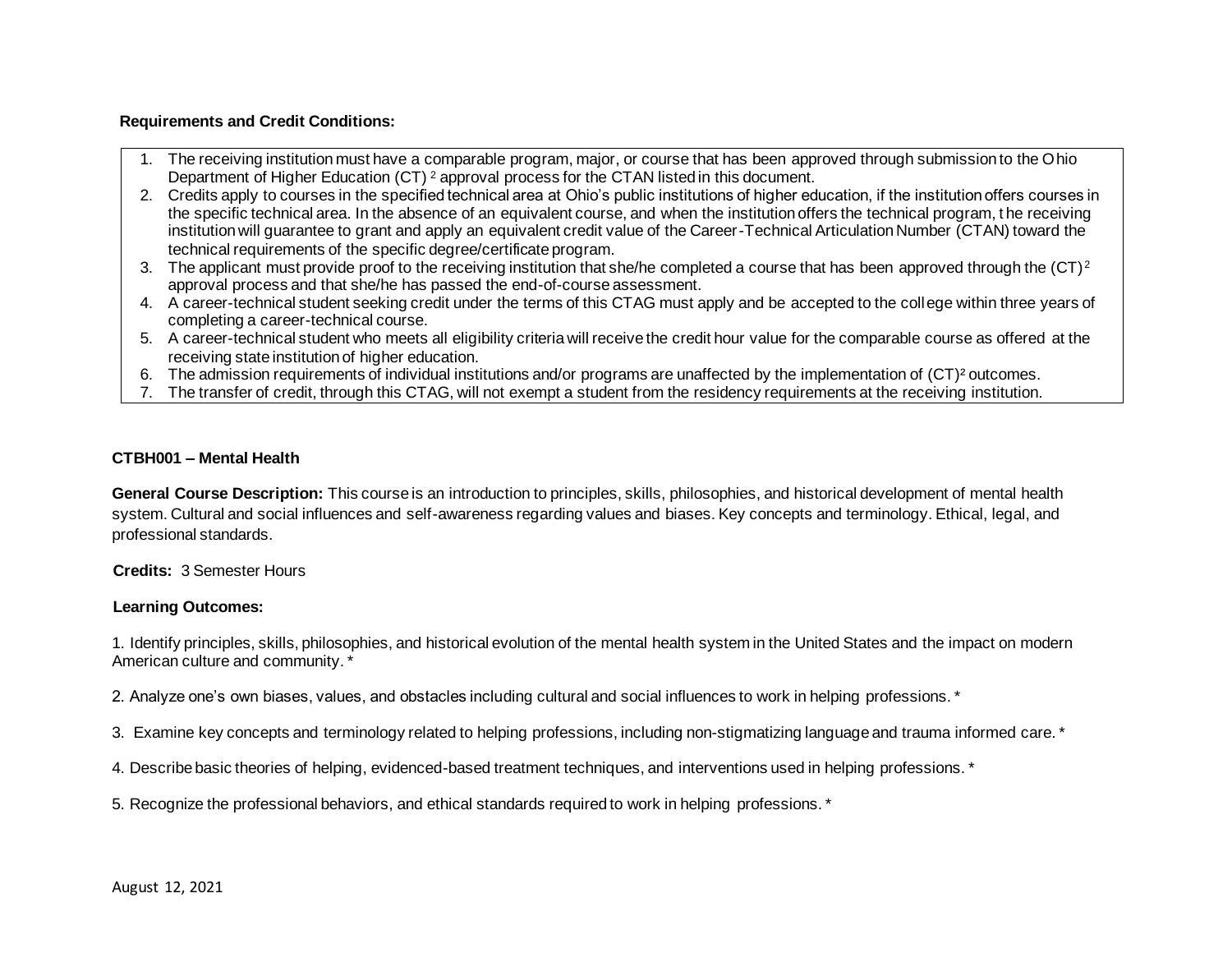**Requirements and Credit Conditions:**

1. The receiving institution must have a comparable program, major, or course that has been approved through submission to the Ohio Department of Higher Education (CT) [2] approval process for the CTAN listed in this document.
2. Credits apply to courses in the specified technical area at Ohio's public institutions of higher education, if the institution offers courses in the specific technical area. In the absence of an equivalent course, and when the institution offers the technical program, the receiving institution will guarantee to grant and apply an equivalent credit value of the Career-Technical Articulation Number (CTAN) toward the technical requirements of the specific degree/certificate program.
3. The applicant must provide proof to the receiving institution that she/he completed a course that has been approved through the (CT) [2] approval process and that she/he has passed the end-of-course assessment.
4. A career-technical student seeking credit under the terms of this CTAG must apply and be accepted to the college within three years of completing a career-technical course.
5. A career-technical student who meets all eligibility criteria will receive the credit hour value for the comparable course as offered at the receiving state institution of higher education.
6. The admission requirements of individual institutions and/or programs are unaffected by the implementation of (CT)[2] outcomes.
7. The transfer of credit, through this CTAG, will not exempt a student from the residency requirements at the receiving institution.

**CTBH001 – Mental Health**

**General Course Description:** This course is an introduction to principles, skills, philosophies, and historical development of mental health system. Cultural and social influences and self-awareness regarding values and biases. Key concepts and terminology. Ethical, legal, and professional standards.

**Credits:** 3 Semester Hours

**Learning Outcomes:**

1. Identify principles, skills, philosophies, and historical evolution of the mental health system in the United States and the impact on modern American culture and community. *

2. Analyze one's own biases, values, and obstacles including cultural and social influences to work in helping professions. *

3. Examine key concepts and terminology related to helping professions, including non-stigmatizing language and trauma informed care. *

4. Describe basic theories of helping, evidenced-based treatment techniques, and interventions used in helping professions. *

5. Recognize the professional behaviors, and ethical standards required to work in helping professions. *

August 12, 2021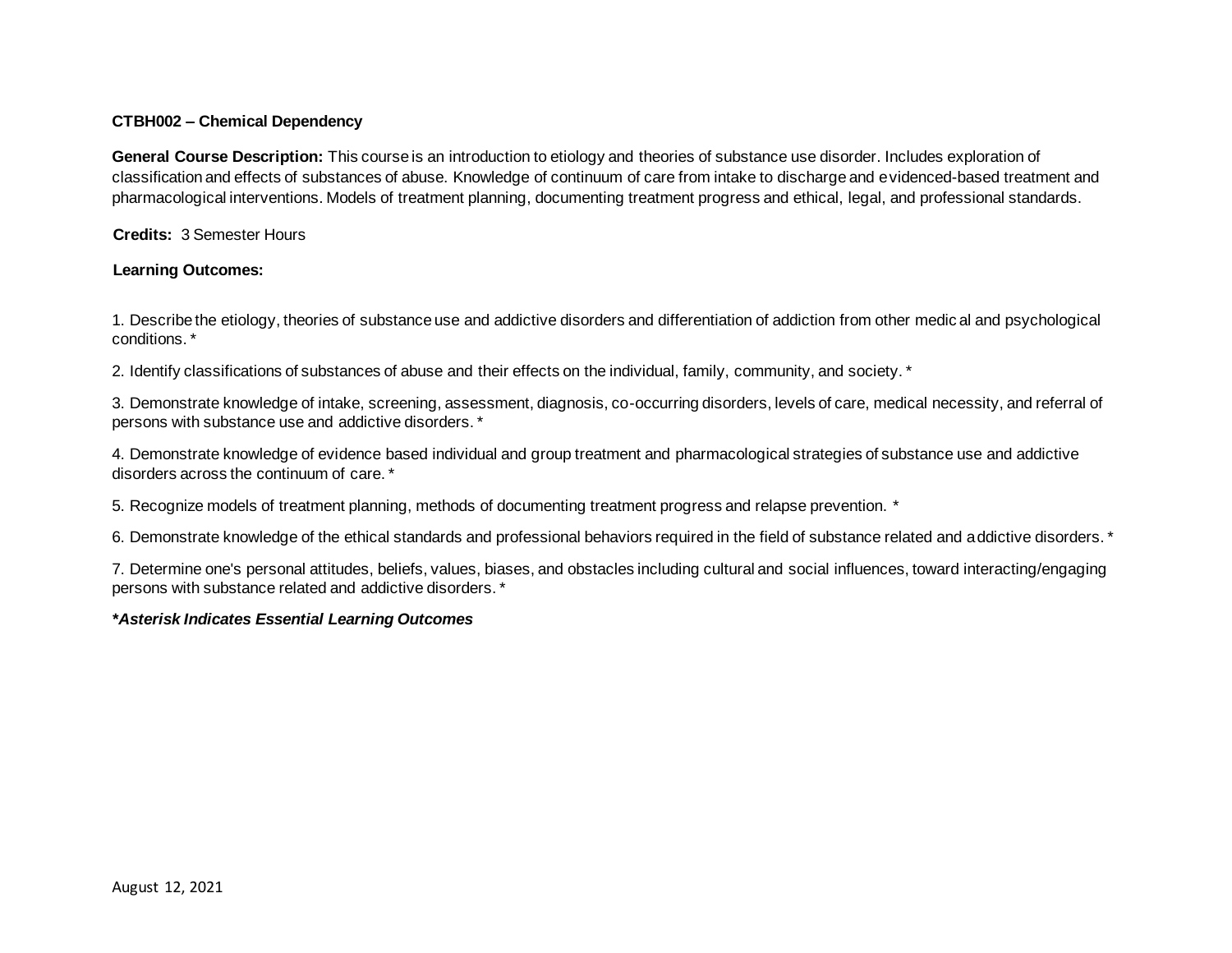**CTBH002 – Chemical Dependency**

**General Course Description:** This course is an introduction to etiology and theories of substance use disorder. Includes exploration of classification and effects of substances of abuse. Knowledge of continuum of care from intake to discharge and evidenced-based treatment and pharmacological interventions. Models of treatment planning, documenting treatment progress and ethical, legal, and professional standards.

**Credits:** 3 Semester Hours

**Learning Outcomes:**

1. Describe the etiology, theories of substance use and addictive disorders and differentiation of addiction from other medical and psychological conditions. *

2. Identify classifications of substances of abuse and their effects on the individual, family, community, and society. *

3. Demonstrate knowledge of intake, screening, assessment, diagnosis, co-occurring disorders, levels of care, medical necessity, and referral of persons with substance use and addictive disorders. *

4. Demonstrate knowledge of evidence based individual and group treatment and pharmacological strategies of substance use and addictive disorders across the continuum of care. *

5. Recognize models of treatment planning, methods of documenting treatment progress and relapse prevention. *

6. Demonstrate knowledge of the ethical standards and professional behaviors required in the field of substance related and addictive disorders. *

7. Determine one's personal attitudes, beliefs, values, biases, and obstacles including cultural and social influences, toward interacting/engaging persons with substance related and addictive disorders. *

***Asterisk Indicates Essential Learning Outcomes***

August 12, 2021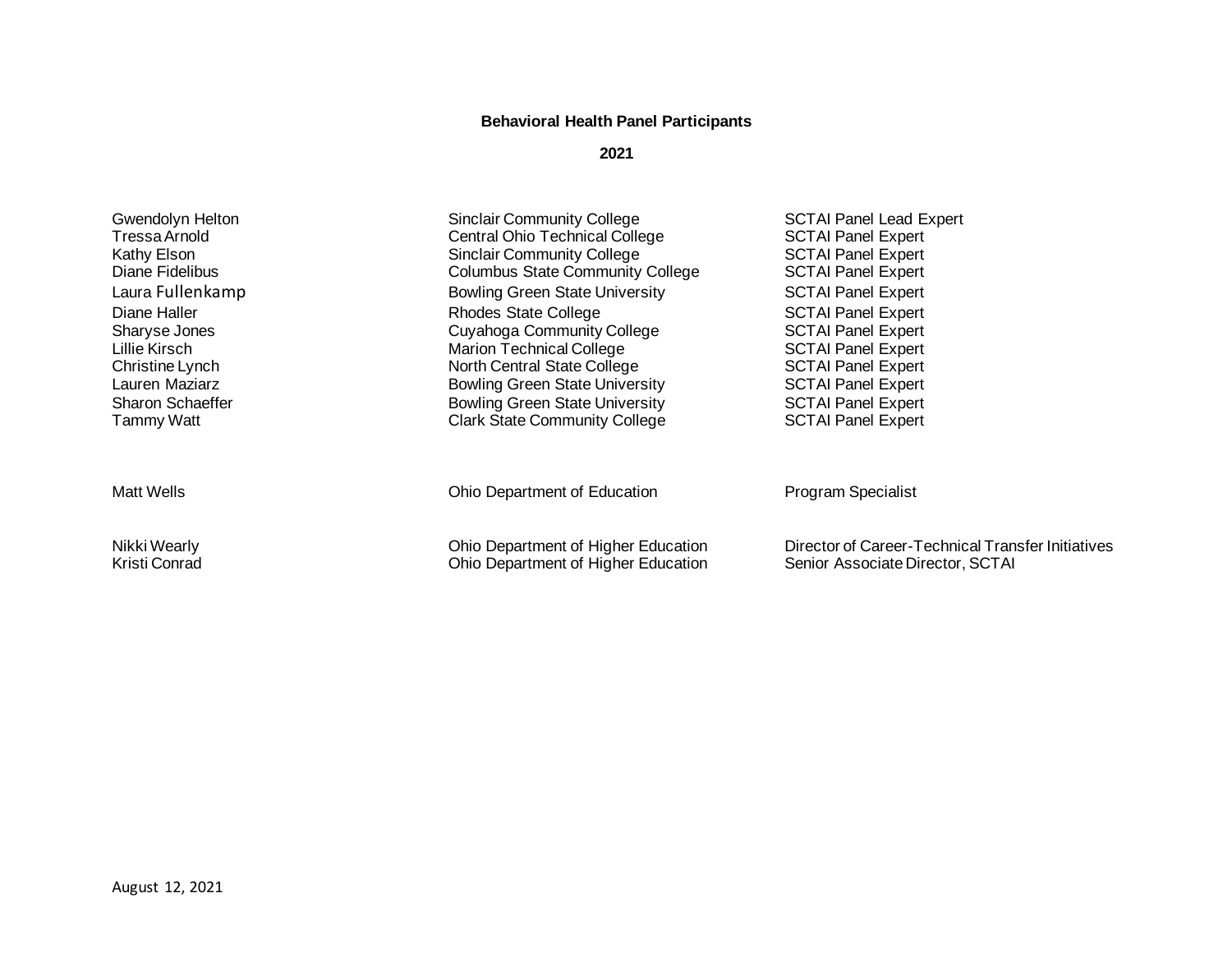**Behavioral Health Panel Participants**

**2021**

| | | |
|---|---|---|
| Gwendolyn Helton | Sinclair Community College | SCTAI Panel Lead Expert |
| Tressa Arnold | Central Ohio Technical College | SCTAI Panel Expert |
| Kathy Elson | Sinclair Community College | SCTAI Panel Expert |
| Diane Fidelibus | Columbus State Community College | SCTAI Panel Expert |
| Laura Fullenkamp | Bowling Green State University | SCTAI Panel Expert |
| Diane Haller | Rhodes State College | SCTAI Panel Expert |
| Sharyse Jones | Cuyahoga Community College | SCTAI Panel Expert |
| Lillie Kirsch | Marion Technical College | SCTAI Panel Expert |
| Christine Lynch | North Central State College | SCTAI Panel Expert |
| Lauren Maziarz | Bowling Green State University | SCTAI Panel Expert |
| Sharon Schaeffer | Bowling Green State University | SCTAI Panel Expert |
| Tammy Watt | Clark State Community College | SCTAI Panel Expert |
| | | |
| Matt Wells | Ohio Department of Education | Program Specialist |
| | | |
| Nikki Wearly | Ohio Department of Higher Education | Director of Career-Technical Transfer Initiatives |
| Kristi Conrad | Ohio Department of Higher Education | Senior Associate Director, SCTAI |

August 12, 2021